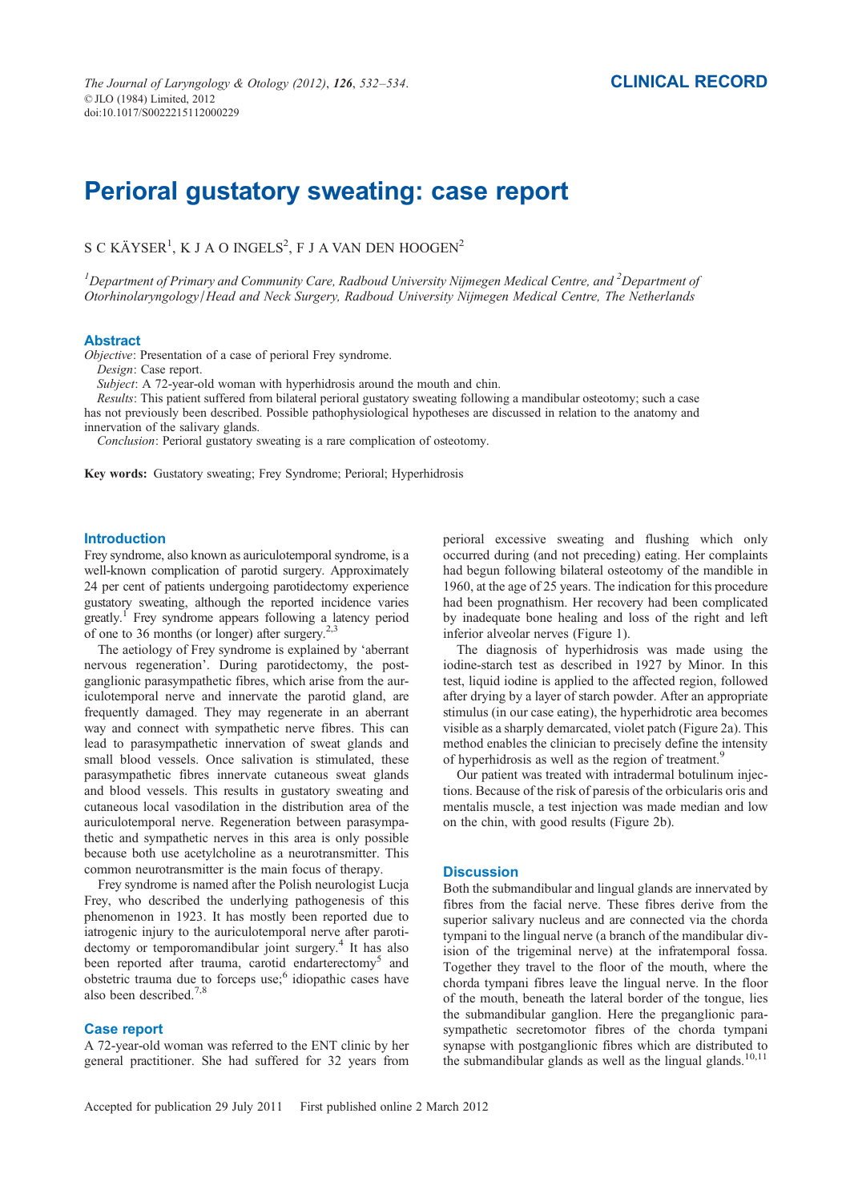CLINICAL RECORD

# Perioral gustatory sweating: case report

S C KÄYSER[1], K J A O INGELS[2], F J A VAN DEN HOOGEN[2]

*[1]Department of Primary and Community Care, Radboud University Nijmegen Medical Centre, and [2]Department of Otorhinolaryngology/Head and Neck Surgery, Radboud University Nijmegen Medical Centre, The Netherlands*

## Abstract

*Objective*: Presentation of a case of perioral Frey syndrome.

*Design*: Case report.

*Subject*: A 72-year-old woman with hyperhidrosis around the mouth and chin.

*Results*: This patient suffered from bilateral perioral gustatory sweating following a mandibular osteotomy; such a case has not previously been described. Possible pathophysiological hypotheses are discussed in relation to the anatomy and innervation of the salivary glands.

*Conclusion*: Perioral gustatory sweating is a rare complication of osteotomy.

**Key words:** Gustatory sweating; Frey Syndrome; Perioral; Hyperhidrosis

## Introduction

Frey syndrome, also known as auriculotemporal syndrome, is a well-known complication of parotid surgery. Approximately 24 per cent of patients undergoing parotidectomy experience gustatory sweating, although the reported incidence varies greatly.[1] Frey syndrome appears following a latency period of one to 36 months (or longer) after surgery.[2,3]

The aetiology of Frey syndrome is explained by 'aberrant nervous regeneration'. During parotidectomy, the post-ganglionic parasympathetic fibres, which arise from the auriculotemporal nerve and innervate the parotid gland, are frequently damaged. They may regenerate in an aberrant way and connect with sympathetic nerve fibres. This can lead to parasympathetic innervation of sweat glands and small blood vessels. Once salivation is stimulated, these parasympathetic fibres innervate cutaneous sweat glands and blood vessels. This results in gustatory sweating and cutaneous local vasodilation in the distribution area of the auriculotemporal nerve. Regeneration between parasympathetic and sympathetic nerves in this area is only possible because both use acetylcholine as a neurotransmitter. This common neurotransmitter is the main focus of therapy.

Frey syndrome is named after the Polish neurologist Lucja Frey, who described the underlying pathogenesis of this phenomenon in 1923. It has mostly been reported due to iatrogenic injury to the auriculotemporal nerve after parotidectomy or temporomandibular joint surgery.[4] It has also been reported after trauma, carotid endarterectomy[5] and obstetric trauma due to forceps use;[6] idiopathic cases have also been described.[7,8]

## Case report

A 72-year-old woman was referred to the ENT clinic by her general practitioner. She had suffered for 32 years from perioral excessive sweating and flushing which only occurred during (and not preceding) eating. Her complaints had begun following bilateral osteotomy of the mandible in 1960, at the age of 25 years. The indication for this procedure had been prognathism. Her recovery had been complicated by inadequate bone healing and loss of the right and left inferior alveolar nerves (Figure 1).

The diagnosis of hyperhidrosis was made using the iodine-starch test as described in 1927 by Minor. In this test, liquid iodine is applied to the affected region, followed after drying by a layer of starch powder. After an appropriate stimulus (in our case eating), the hyperhidrotic area becomes visible as a sharply demarcated, violet patch (Figure 2a). This method enables the clinician to precisely define the intensity of hyperhidrosis as well as the region of treatment.[9]

Our patient was treated with intradermal botulinum injections. Because of the risk of paresis of the orbicularis oris and mentalis muscle, a test injection was made median and low on the chin, with good results (Figure 2b).

## Discussion

Both the submandibular and lingual glands are innervated by fibres from the facial nerve. These fibres derive from the superior salivary nucleus and are connected via the chorda tympani to the lingual nerve (a branch of the mandibular division of the trigeminal nerve) at the infratemporal fossa. Together they travel to the floor of the mouth, where the chorda tympani fibres leave the lingual nerve. In the floor of the mouth, beneath the lateral border of the tongue, lies the submandibular ganglion. Here the preganglionic parasympathetic secretomotor fibres of the chorda tympani synapse with postganglionic fibres which are distributed to the submandibular glands as well as the lingual glands.[10,11]

Accepted for publication 29 July 2011 First published online 2 March 2012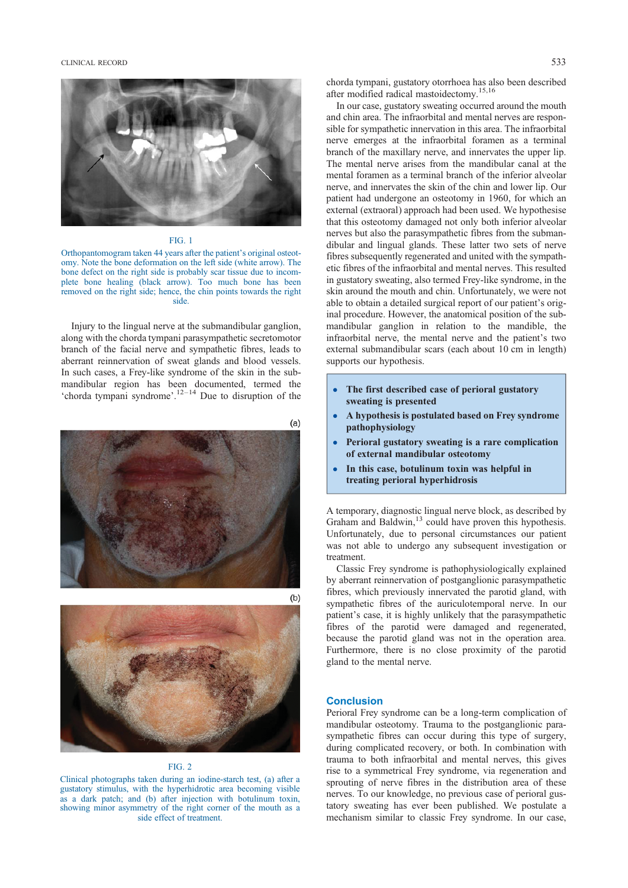FIG. 1

Orthopantomogram taken 44 years after the patient's original osteotomy. Note the bone deformation on the left side (white arrow). The bone defect on the right side is probably scar tissue due to incomplete bone healing (black arrow). Too much bone has been removed on the right side; hence, the chin points towards the right side.

Injury to the lingual nerve at the submandibular ganglion, along with the chorda tympani parasympathetic secretomotor branch of the facial nerve and sympathetic fibres, leads to aberrant reinnervation of sweat glands and blood vessels. In such cases, a Frey-like syndrome of the skin in the submandibular region has been documented, termed the 'chorda tympani syndrome'.[12–14] Due to disruption of the chorda tympani, gustatory otorrhoea has also been described after modified radical mastoidectomy.[15,16]

FIG. 2

Clinical photographs taken during an iodine-starch test, (a) after a gustatory stimulus, with the hyperhidrotic area becoming visible as a dark patch; and (b) after injection with botulinum toxin, showing minor asymmetry of the right corner of the mouth as a side effect of treatment.

In our case, gustatory sweating occurred around the mouth and chin area. The infraorbital and mental nerves are responsible for sympathetic innervation in this area. The infraorbital nerve emerges at the infraorbital foramen as a terminal branch of the maxillary nerve, and innervates the upper lip. The mental nerve arises from the mandibular canal at the mental foramen as a terminal branch of the inferior alveolar nerve, and innervates the skin of the chin and lower lip. Our patient had undergone an osteotomy in 1960, for which an external (extraoral) approach had been used. We hypothesise that this osteotomy damaged not only both inferior alveolar nerves but also the parasympathetic fibres from the submandibular and lingual glands. These latter two sets of nerve fibres subsequently regenerated and united with the sympathetic fibres of the infraorbital and mental nerves. This resulted in gustatory sweating, also termed Frey-like syndrome, in the skin around the mouth and chin. Unfortunately, we were not able to obtain a detailed surgical report of our patient's original procedure. However, the anatomical position of the submandibular ganglion in relation to the mandible, the infraorbital nerve, the mental nerve and the patient's two external submandibular scars (each about 10 cm in length) supports our hypothesis.

- **The first described case of perioral gustatory sweating is presented**
- **A hypothesis is postulated based on Frey syndrome pathophysiology**
- **Perioral gustatory sweating is a rare complication of external mandibular osteotomy**
- **In this case, botulinum toxin was helpful in treating perioral hyperhidrosis**

A temporary, diagnostic lingual nerve block, as described by Graham and Baldwin,[13] could have proven this hypothesis. Unfortunately, due to personal circumstances our patient was not able to undergo any subsequent investigation or treatment.

Classic Frey syndrome is pathophysiologically explained by aberrant reinnervation of postganglionic parasympathetic fibres, which previously innervated the parotid gland, with sympathetic fibres of the auriculotemporal nerve. In our patient's case, it is highly unlikely that the parasympathetic fibres of the parotid were damaged and regenerated, because the parotid gland was not in the operation area. Furthermore, there is no close proximity of the parotid gland to the mental nerve.

## Conclusion

Perioral Frey syndrome can be a long-term complication of mandibular osteotomy. Trauma to the postganglionic parasympathetic fibres can occur during this type of surgery, during complicated recovery, or both. In combination with trauma to both infraorbital and mental nerves, this gives rise to a symmetrical Frey syndrome, via regeneration and sprouting of nerve fibres in the distribution area of these nerves. To our knowledge, no previous case of perioral gustatory sweating has ever been published. We postulate a mechanism similar to classic Frey syndrome. In our case,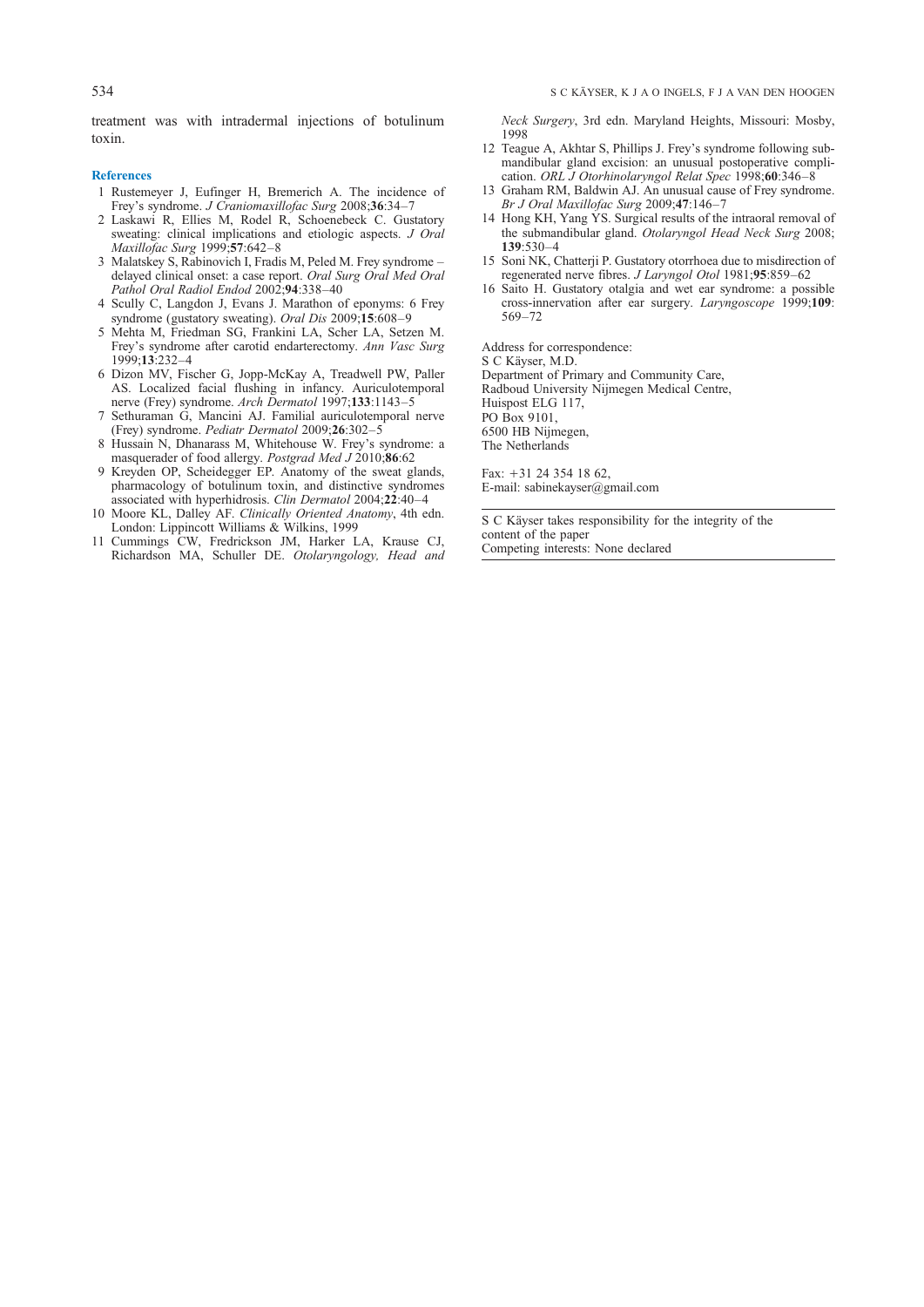treatment was with intradermal injections of botulinum toxin.

## References

1. Rustemeyer J, Eufinger H, Bremerich A. The incidence of Frey's syndrome. *J Craniomaxillofac Surg* 2008;**36**:34–7
2. Laskawi R, Ellies M, Rodel R, Schoenebeck C. Gustatory sweating: clinical implications and etiologic aspects. *J Oral Maxillofac Surg* 1999;**57**:642–8
3. Malatskey S, Rabinovich I, Fradis M, Peled M. Frey syndrome – delayed clinical onset: a case report. *Oral Surg Oral Med Oral Pathol Oral Radiol Endod* 2002;**94**:338–40
4. Scully C, Langdon J, Evans J. Marathon of eponyms: 6 Frey syndrome (gustatory sweating). *Oral Dis* 2009;**15**:608–9
5. Mehta M, Friedman SG, Frankini LA, Scher LA, Setzen M. Frey's syndrome after carotid endarterectomy. *Ann Vasc Surg* 1999;**13**:232–4
6. Dizon MV, Fischer G, Jopp-McKay A, Treadwell PW, Paller AS. Localized facial flushing in infancy. Auriculotemporal nerve (Frey) syndrome. *Arch Dermatol* 1997;**133**:1143–5
7. Sethuraman G, Mancini AJ. Familial auriculotemporal nerve (Frey) syndrome. *Pediatr Dermatol* 2009;**26**:302–5
8. Hussain N, Dhanarass M, Whitehouse W. Frey's syndrome: a masquerader of food allergy. *Postgrad Med J* 2010;**86**:62
9. Kreyden OP, Scheidegger EP. Anatomy of the sweat glands, pharmacology of botulinum toxin, and distinctive syndromes associated with hyperhidrosis. *Clin Dermatol* 2004;**22**:40–4
10. Moore KL, Dalley AF. *Clinically Oriented Anatomy*, 4th edn. London: Lippincott Williams & Wilkins, 1999
11. Cummings CW, Fredrickson JM, Harker LA, Krause CJ, Richardson MA, Schuller DE. *Otolaryngology, Head and Neck Surgery*, 3rd edn. Maryland Heights, Missouri: Mosby, 1998
12. Teague A, Akhtar S, Phillips J. Frey's syndrome following submandibular gland excision: an unusual postoperative complication. *ORL J Otorhinolaryngol Relat Spec* 1998;**60**:346–8
13. Graham RM, Baldwin AJ. An unusual cause of Frey syndrome. *Br J Oral Maxillofac Surg* 2009;**47**:146–7
14. Hong KH, Yang YS. Surgical results of the intraoral removal of the submandibular gland. *Otolaryngol Head Neck Surg* 2008; **139**:530–4
15. Soni NK, Chatterji P. Gustatory otorrhoea due to misdirection of regenerated nerve fibres. *J Laryngol Otol* 1981;**95**:859–62
16. Saito H. Gustatory otalgia and wet ear syndrome: a possible cross-innervation after ear surgery. *Laryngoscope* 1999;**109**: 569–72

Address for correspondence:
S C Käyser, M.D.
Department of Primary and Community Care,
Radboud University Nijmegen Medical Centre,
Huispost ELG 117,
PO Box 9101,
6500 HB Nijmegen,
The Netherlands

Fax: +31 24 354 18 62,
E-mail: sabinekayser@gmail.com

S C Käyser takes responsibility for the integrity of the content of the paper
Competing interests: None declared